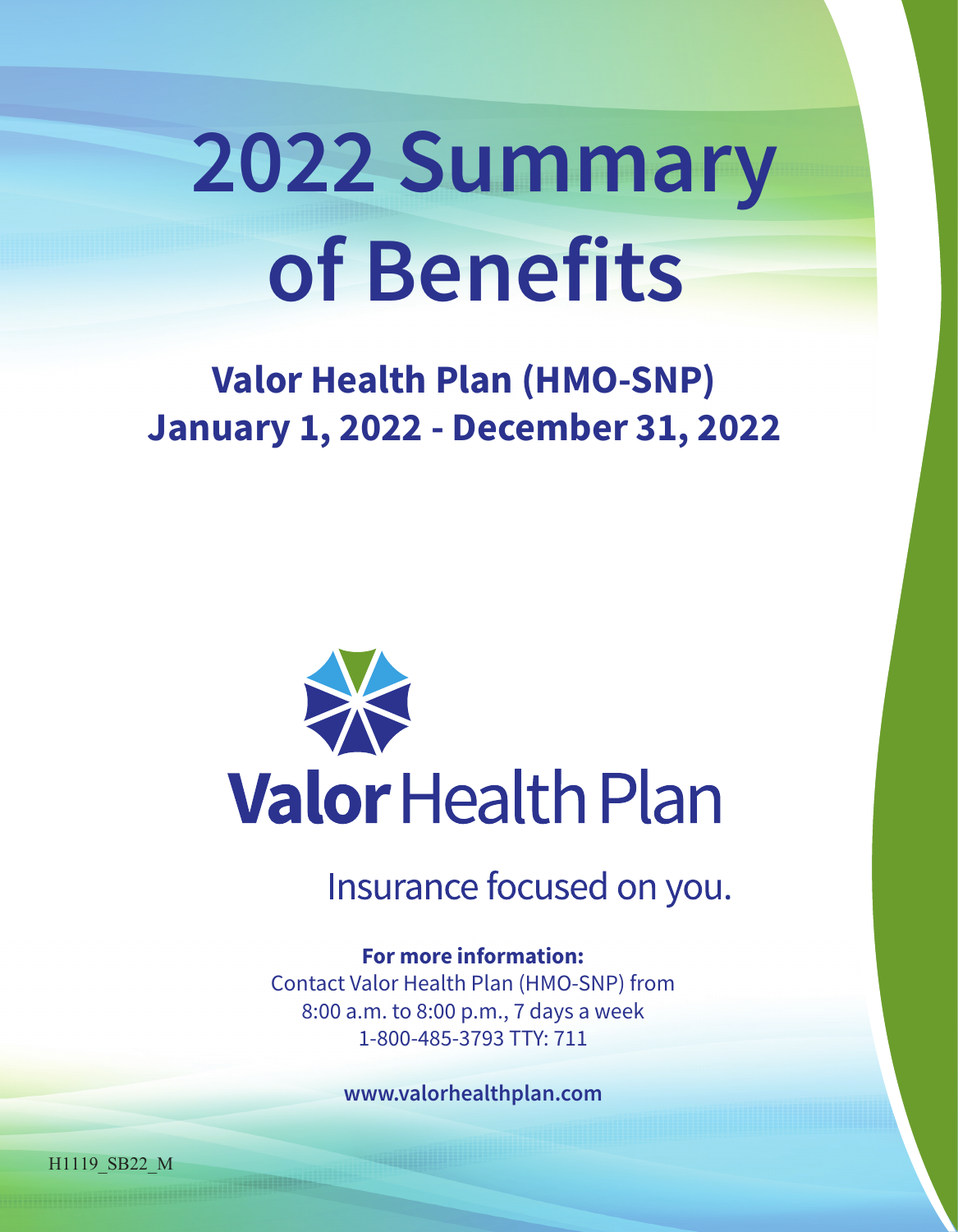# 2022 Summary of Benefits

## Valor Health Plan (HMO-SNP)
## January 1, 2022 - December 31, 2022

Valor Health Plan

Insurance focused on you.

**For more information:**
Contact Valor Health Plan (HMO-SNP) from
8:00 a.m. to 8:00 p.m., 7 days a week
1-800-485-3793 TTY: 711

**www.valorhealthplan.com**

H1119_SB22_M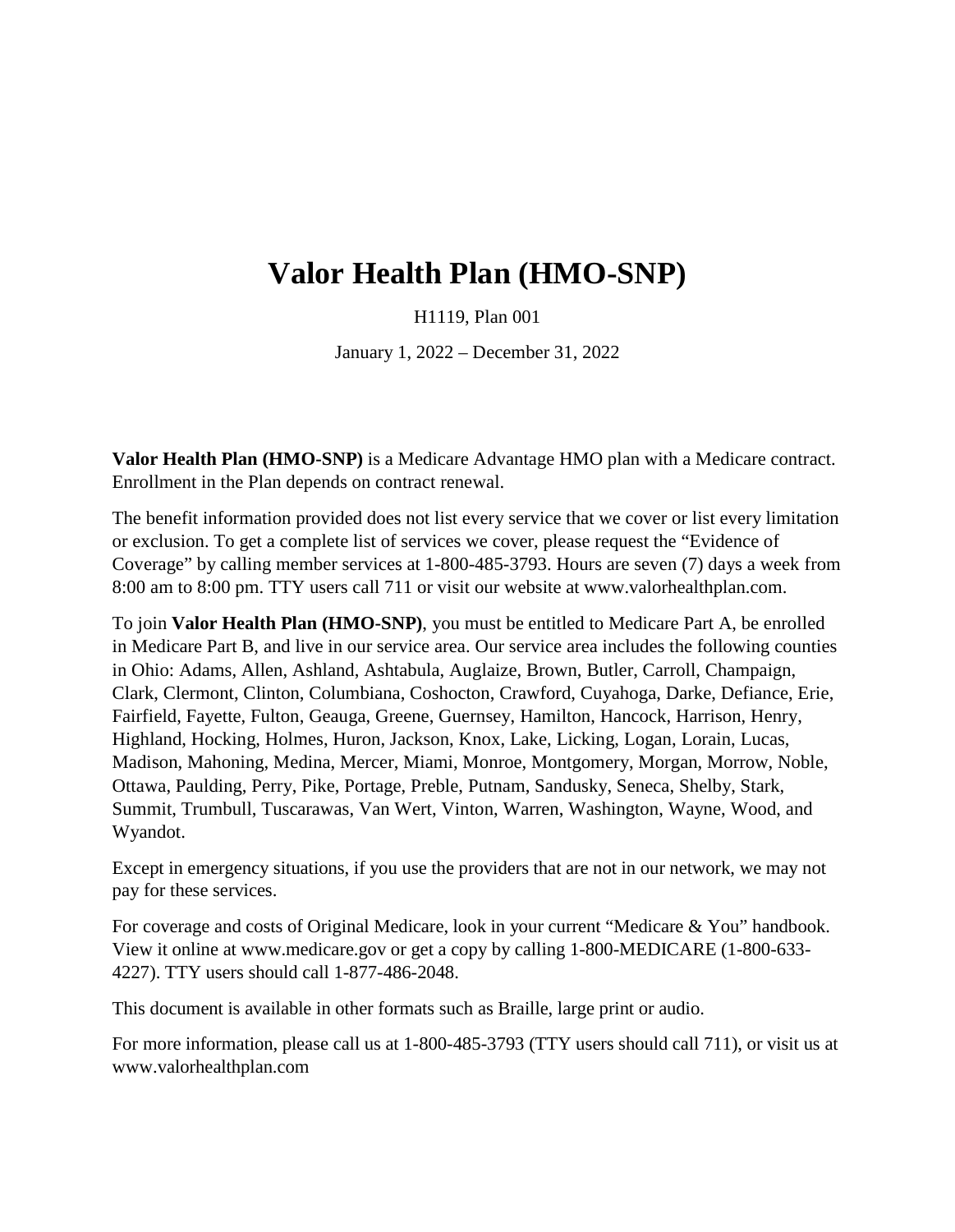# Valor Health Plan (HMO-SNP)

H1119, Plan 001

January 1, 2022 – December 31, 2022

**Valor Health Plan (HMO-SNP)** is a Medicare Advantage HMO plan with a Medicare contract. Enrollment in the Plan depends on contract renewal.

The benefit information provided does not list every service that we cover or list every limitation or exclusion. To get a complete list of services we cover, please request the "Evidence of Coverage" by calling member services at 1-800-485-3793. Hours are seven (7) days a week from 8:00 am to 8:00 pm. TTY users call 711 or visit our website at www.valorhealthplan.com.

To join **Valor Health Plan (HMO-SNP)**, you must be entitled to Medicare Part A, be enrolled in Medicare Part B, and live in our service area. Our service area includes the following counties in Ohio: Adams, Allen, Ashland, Ashtabula, Auglaize, Brown, Butler, Carroll, Champaign, Clark, Clermont, Clinton, Columbiana, Coshocton, Crawford, Cuyahoga, Darke, Defiance, Erie, Fairfield, Fayette, Fulton, Geauga, Greene, Guernsey, Hamilton, Hancock, Harrison, Henry, Highland, Hocking, Holmes, Huron, Jackson, Knox, Lake, Licking, Logan, Lorain, Lucas, Madison, Mahoning, Medina, Mercer, Miami, Monroe, Montgomery, Morgan, Morrow, Noble, Ottawa, Paulding, Perry, Pike, Portage, Preble, Putnam, Sandusky, Seneca, Shelby, Stark, Summit, Trumbull, Tuscarawas, Van Wert, Vinton, Warren, Washington, Wayne, Wood, and Wyandot.

Except in emergency situations, if you use the providers that are not in our network, we may not pay for these services.

For coverage and costs of Original Medicare, look in your current "Medicare & You" handbook. View it online at www.medicare.gov or get a copy by calling 1-800-MEDICARE (1-800-633-4227). TTY users should call 1-877-486-2048.

This document is available in other formats such as Braille, large print or audio.

For more information, please call us at 1-800-485-3793 (TTY users should call 711), or visit us at www.valorhealthplan.com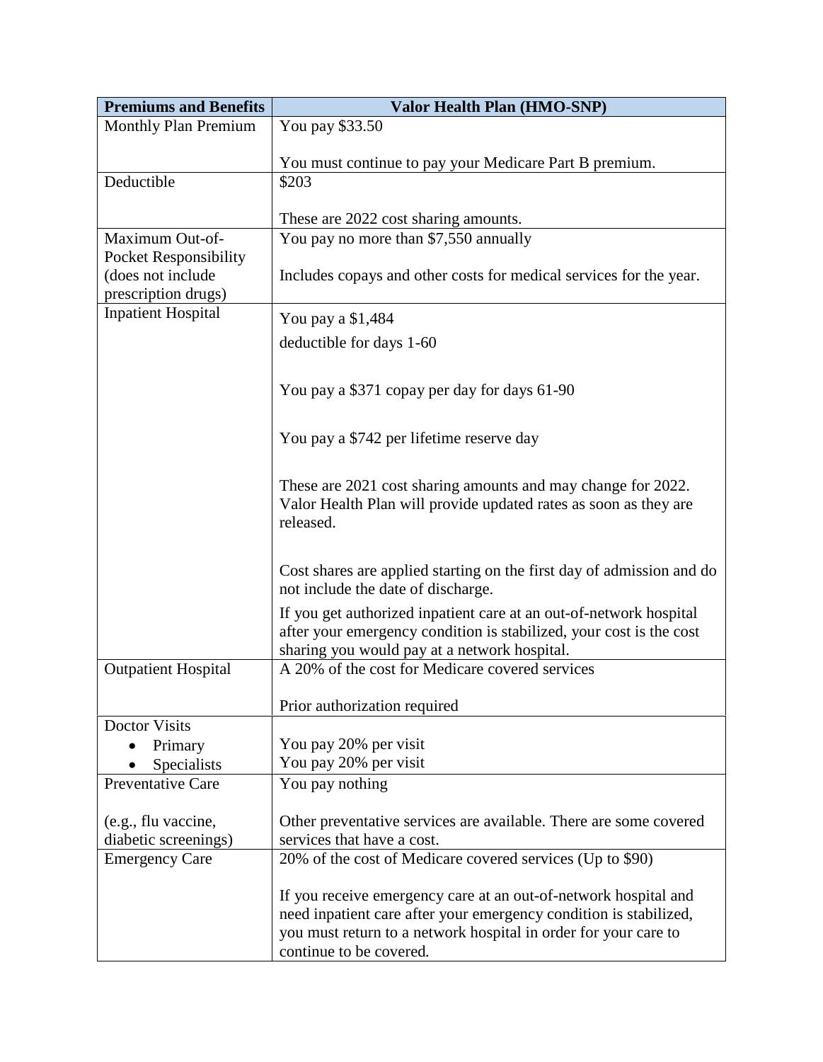| Premiums and Benefits | Valor Health Plan (HMO-SNP) |
|---|---|
| Monthly Plan Premium | You pay $33.50<br><br>You must continue to pay your Medicare Part B premium. |
| Deductible | $203<br><br>These are 2022 cost sharing amounts. |
| Maximum Out-of-Pocket Responsibility (does not include prescription drugs) | You pay no more than $7,550 annually<br><br>Includes copays and other costs for medical services for the year. |
| Inpatient Hospital | You pay a $1,484<br>deductible for days 1-60<br><br>You pay a $371 copay per day for days 61-90<br><br>You pay a $742 per lifetime reserve day<br><br>These are 2021 cost sharing amounts and may change for 2022. Valor Health Plan will provide updated rates as soon as they are released.<br><br>Cost shares are applied starting on the first day of admission and do not include the date of discharge.<br>If you get authorized inpatient care at an out-of-network hospital after your emergency condition is stabilized, your cost is the cost sharing you would pay at a network hospital. |
| Outpatient Hospital | A 20% of the cost for Medicare covered services<br><br>Prior authorization required |
| Doctor Visits<br>• Primary<br>• Specialists | <br>You pay 20% per visit<br>You pay 20% per visit |
| Preventative Care<br><br>(e.g., flu vaccine, diabetic screenings) | You pay nothing<br><br>Other preventative services are available. There are some covered services that have a cost. |
| Emergency Care | 20% of the cost of Medicare covered services (Up to $90)<br><br>If you receive emergency care at an out-of-network hospital and need inpatient care after your emergency condition is stabilized, you must return to a network hospital in order for your care to continue to be covered. |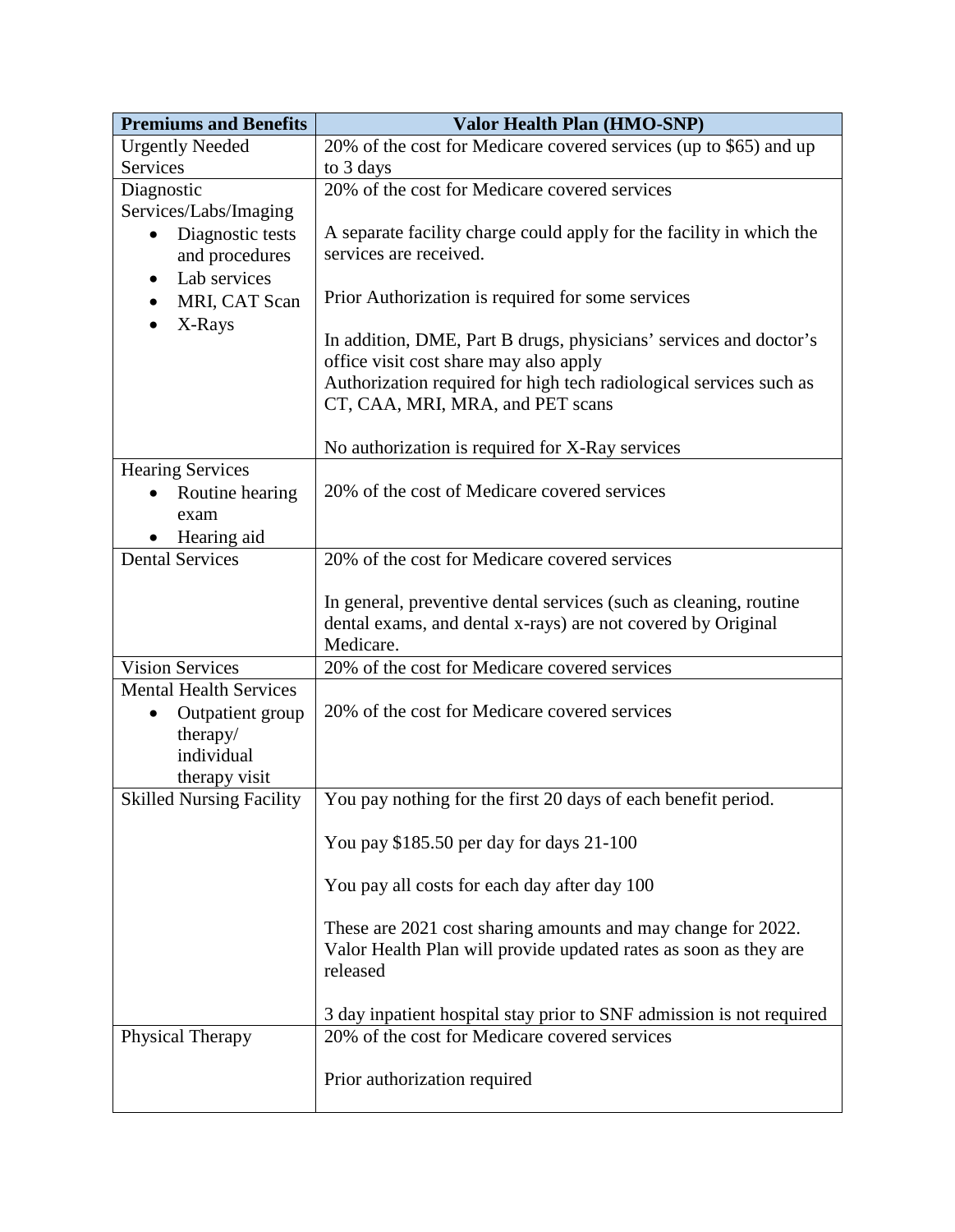| Premiums and Benefits | Valor Health Plan (HMO-SNP) |
|---|---|
| Urgently Needed Services | 20% of the cost for Medicare covered services (up to $65) and up to 3 days |
| Diagnostic Services/Labs/Imaging<br>• Diagnostic tests and procedures<br>• Lab services<br>• MRI, CAT Scan<br>• X-Rays | 20% of the cost for Medicare covered services<br><br>A separate facility charge could apply for the facility in which the services are received.<br><br>Prior Authorization is required for some services<br><br>In addition, DME, Part B drugs, physicians' services and doctor's office visit cost share may also apply<br>Authorization required for high tech radiological services such as CT, CAA, MRI, MRA, and PET scans<br><br>No authorization is required for X-Ray services |
| Hearing Services<br>• Routine hearing exam<br>• Hearing aid | 20% of the cost of Medicare covered services |
| Dental Services | 20% of the cost for Medicare covered services<br><br>In general, preventive dental services (such as cleaning, routine dental exams, and dental x-rays) are not covered by Original Medicare. |
| Vision Services | 20% of the cost for Medicare covered services |
| Mental Health Services<br>• Outpatient group therapy/ individual therapy visit | 20% of the cost for Medicare covered services |
| Skilled Nursing Facility | You pay nothing for the first 20 days of each benefit period.<br><br>You pay $185.50 per day for days 21-100<br><br>You pay all costs for each day after day 100<br><br>These are 2021 cost sharing amounts and may change for 2022. Valor Health Plan will provide updated rates as soon as they are released<br><br>3 day inpatient hospital stay prior to SNF admission is not required |
| Physical Therapy | 20% of the cost for Medicare covered services<br><br>Prior authorization required |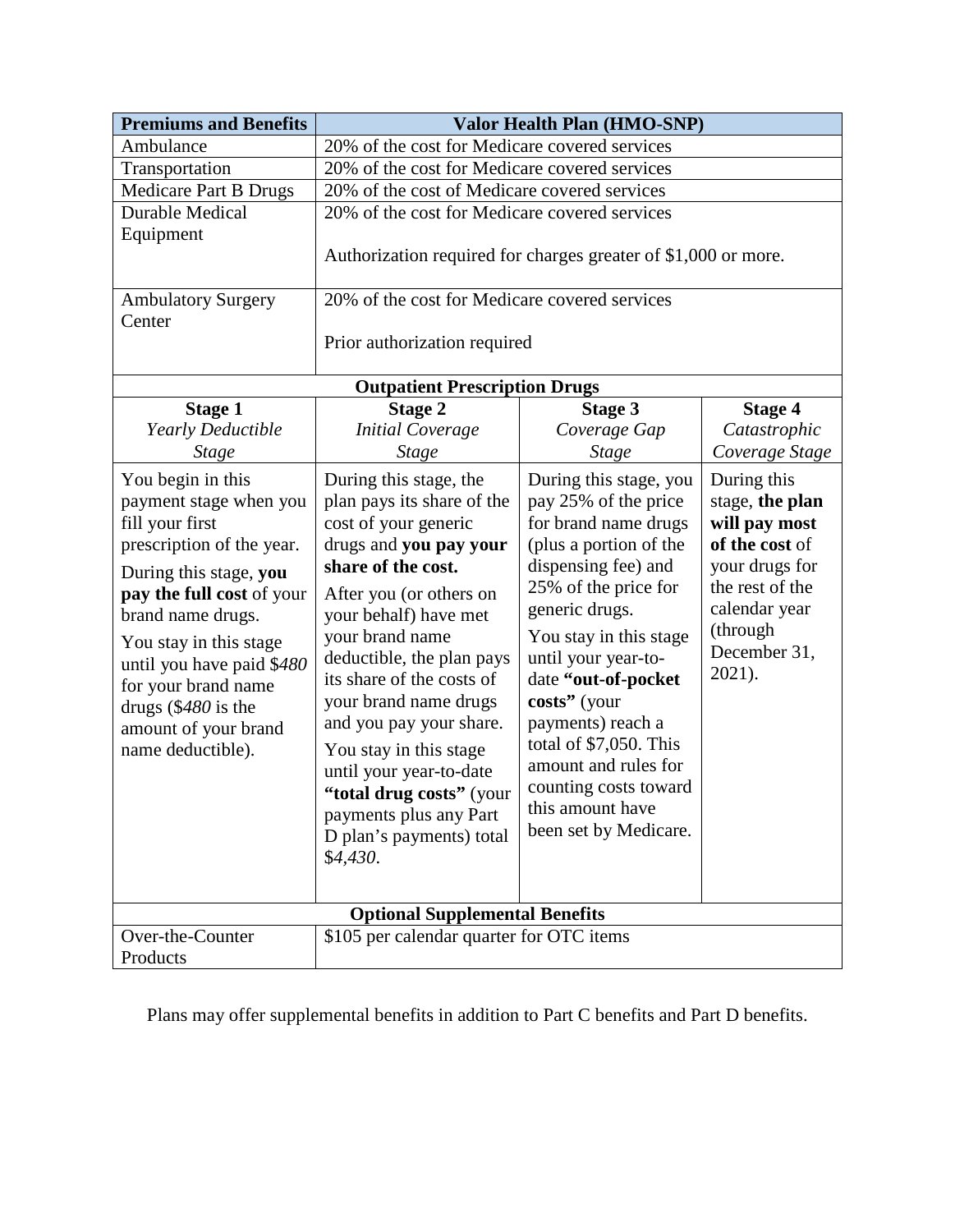| Premiums and Benefits | Valor Health Plan (HMO-SNP) | | |
|---|---|---|---|
| Ambulance | 20% of the cost for Medicare covered services | | |
| Transportation | 20% of the cost for Medicare covered services | | |
| Medicare Part B Drugs | 20% of the cost of Medicare covered services | | |
| Durable Medical Equipment | 20% of the cost for Medicare covered services<br><br>Authorization required for charges greater of $1,000 or more. | | |
| Ambulatory Surgery Center | 20% of the cost for Medicare covered services<br><br>Prior authorization required | | |
| **Outpatient Prescription Drugs** | | | |
| **Stage 1**<br>*Yearly Deductible Stage* | **Stage 2**<br>*Initial Coverage Stage* | **Stage 3**<br>*Coverage Gap Stage* | **Stage 4**<br>*Catastrophic Coverage Stage* |
| You begin in this payment stage when you fill your first prescription of the year.<br><br>During this stage, **you pay the full cost** of your brand name drugs.<br><br>You stay in this stage until you have paid $*480* for your brand name drugs ($*480* is the amount of your brand name deductible). | During this stage, the plan pays its share of the cost of your generic drugs and **you pay your share of the cost.**<br><br>After you (or others on your behalf) have met your brand name deductible, the plan pays its share of the costs of your brand name drugs and you pay your share.<br><br>You stay in this stage until your year-to-date **"total drug costs"** (your payments plus any Part D plan's payments) total $*4,430*. | During this stage, you pay 25% of the price for brand name drugs (plus a portion of the dispensing fee) and 25% of the price for generic drugs.<br><br>You stay in this stage until your year-to-date **"out-of-pocket costs"** (your payments) reach a total of $7,050. This amount and rules for counting costs toward this amount have been set by Medicare. | During this stage, **the plan will pay most of the cost** of your drugs for the rest of the calendar year (through December 31, 2021). |
| **Optional Supplemental Benefits** | | | |
| Over-the-Counter Products | $105 per calendar quarter for OTC items | | |

Plans may offer supplemental benefits in addition to Part C benefits and Part D benefits.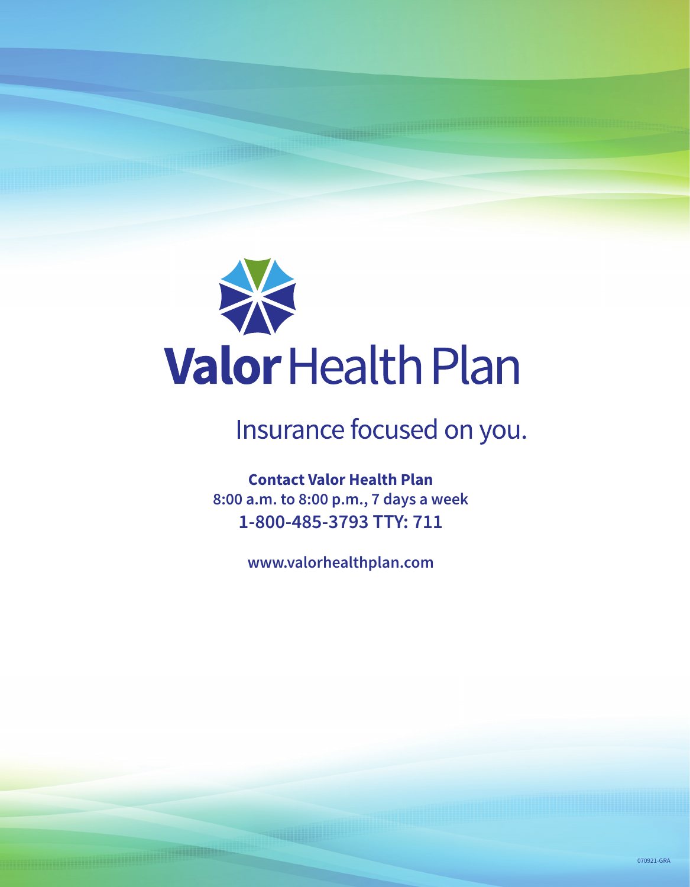# Valor Health Plan

Insurance focused on you.

**Contact Valor Health Plan**

**8:00 a.m. to 8:00 p.m., 7 days a week**

**1-800-485-3793 TTY: 711**

**www.valorhealthplan.com**

070921-GRA